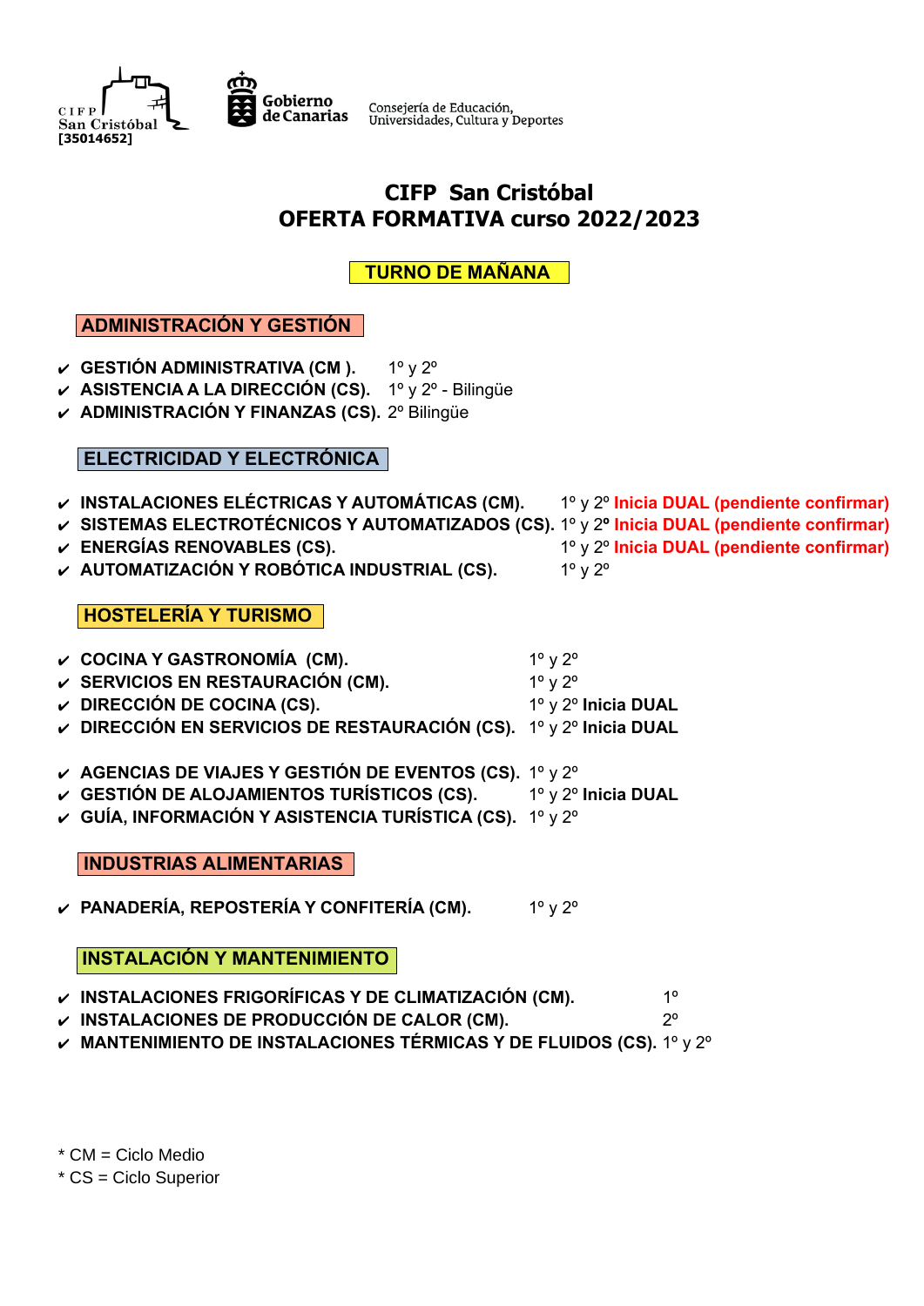CIFP San Cristóbal
[35014652]

Gobierno de Canarias

Consejería de Educación, Universidades, Cultura y Deportes

# CIFP San Cristóbal
# OFERTA FORMATIVA curso 2022/2023

## TURNO DE MAÑANA

### ADMINISTRACIÓN Y GESTIÓN

- ✔ **GESTIÓN ADMINISTRATIVA (CM ).** 1º y 2º
- ✔ **ASISTENCIA A LA DIRECCIÓN (CS).** 1º y 2º - Bilingüe
- ✔ **ADMINISTRACIÓN Y FINANZAS (CS).** 2º Bilingüe

### ELECTRICIDAD Y ELECTRÓNICA

- ✔ **INSTALACIONES ELÉCTRICAS Y AUTOMÁTICAS (CM).** 1º y 2º **Inicia DUAL (pendiente confirmar)**
- ✔ **SISTEMAS ELECTROTÉCNICOS Y AUTOMATIZADOS (CS).** 1º y 2º **Inicia DUAL (pendiente confirmar)**
- ✔ **ENERGÍAS RENOVABLES (CS).** 1º y 2º **Inicia DUAL (pendiente confirmar)**
- ✔ **AUTOMATIZACIÓN Y ROBÓTICA INDUSTRIAL (CS).** 1º y 2º

### HOSTELERÍA Y TURISMO

- ✔ **COCINA Y GASTRONOMÍA (CM).** 1º y 2º
- ✔ **SERVICIOS EN RESTAURACIÓN (CM).** 1º y 2º
- ✔ **DIRECCIÓN DE COCINA (CS).** 1º y 2º **Inicia DUAL**
- ✔ **DIRECCIÓN EN SERVICIOS DE RESTAURACIÓN (CS).** 1º y 2º **Inicia DUAL**

- ✔ **AGENCIAS DE VIAJES Y GESTIÓN DE EVENTOS (CS).** 1º y 2º
- ✔ **GESTIÓN DE ALOJAMIENTOS TURÍSTICOS (CS).** 1º y 2º **Inicia DUAL**
- ✔ **GUÍA, INFORMACIÓN Y ASISTENCIA TURÍSTICA (CS).** 1º y 2º

### INDUSTRIAS ALIMENTARIAS

- ✔ **PANADERÍA, REPOSTERÍA Y CONFITERÍA (CM).** 1º y 2º

### INSTALACIÓN Y MANTENIMIENTO

- ✔ **INSTALACIONES FRIGORÍFICAS Y DE CLIMATIZACIÓN (CM).** 1º
- ✔ **INSTALACIONES DE PRODUCCIÓN DE CALOR (CM).** 2º
- ✔ **MANTENIMIENTO DE INSTALACIONES TÉRMICAS Y DE FLUIDOS (CS).** 1º y 2º

\* CM = Ciclo Medio
\* CS = Ciclo Superior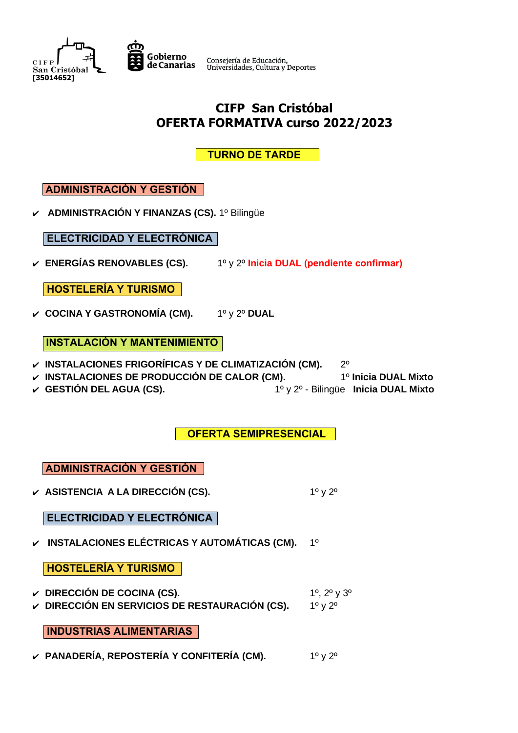CIFP San Cristóbal
[35014652]

Gobierno de Canarias

Consejería de Educación, Universidades, Cultura y Deportes

# CIFP San Cristóbal
# OFERTA FORMATIVA curso 2022/2023

## TURNO DE TARDE

### ADMINISTRACIÓN Y GESTIÓN

- **ADMINISTRACIÓN Y FINANZAS (CS).** 1º Bilingüe

### ELECTRICIDAD Y ELECTRÓNICA

- **ENERGÍAS RENOVABLES (CS).** 1º y 2º **Inicia DUAL (pendiente confirmar)**

### HOSTELERÍA Y TURISMO

- **COCINA Y GASTRONOMÍA (CM).** 1º y 2º **DUAL**

### INSTALACIÓN Y MANTENIMIENTO

- **INSTALACIONES FRIGORÍFICAS Y DE CLIMATIZACIÓN (CM).** 2º
- **INSTALACIONES DE PRODUCCIÓN DE CALOR (CM).** 1º **Inicia DUAL Mixto**
- **GESTIÓN DEL AGUA (CS).** 1º y 2º - Bilingüe **Inicia DUAL Mixto**

## OFERTA SEMIPRESENCIAL

### ADMINISTRACIÓN Y GESTIÓN

- **ASISTENCIA A LA DIRECCIÓN (CS).** 1º y 2º

### ELECTRICIDAD Y ELECTRÓNICA

- **INSTALACIONES ELÉCTRICAS Y AUTOMÁTICAS (CM).** 1º

### HOSTELERÍA Y TURISMO

- **DIRECCIÓN DE COCINA (CS).** 1º, 2º y 3º
- **DIRECCIÓN EN SERVICIOS DE RESTAURACIÓN (CS).** 1º y 2º

### INDUSTRIAS ALIMENTARIAS

- **PANADERÍA, REPOSTERÍA Y CONFITERÍA (CM).** 1º y 2º